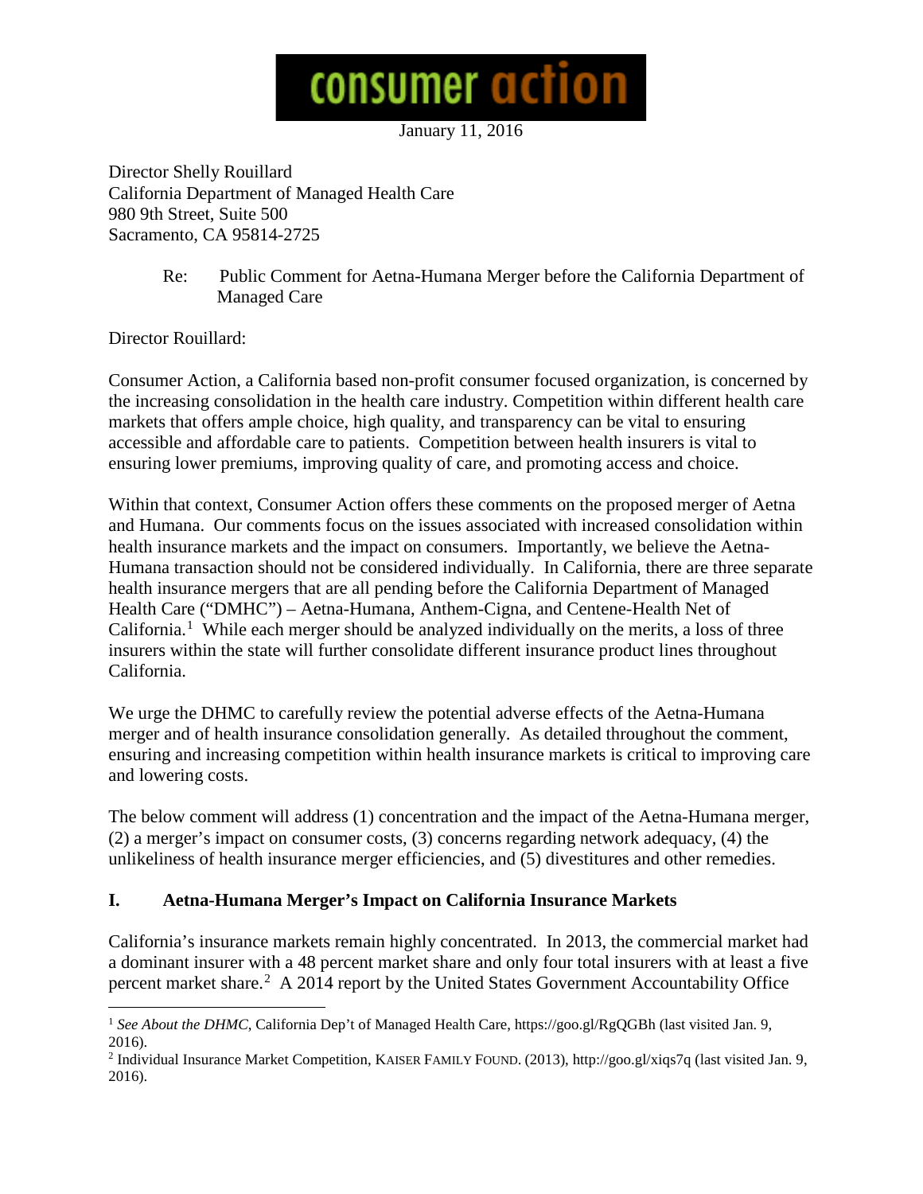**consumer action**

January 11, 2016

Director Shelly Rouillard
California Department of Managed Health Care
980 9th Street, Suite 500
Sacramento, CA 95814-2725

Re: Public Comment for Aetna-Humana Merger before the California Department of Managed Care

Director Rouillard:

Consumer Action, a California based non-profit consumer focused organization, is concerned by the increasing consolidation in the health care industry. Competition within different health care markets that offers ample choice, high quality, and transparency can be vital to ensuring accessible and affordable care to patients. Competition between health insurers is vital to ensuring lower premiums, improving quality of care, and promoting access and choice.

Within that context, Consumer Action offers these comments on the proposed merger of Aetna and Humana. Our comments focus on the issues associated with increased consolidation within health insurance markets and the impact on consumers. Importantly, we believe the Aetna-Humana transaction should not be considered individually. In California, there are three separate health insurance mergers that are all pending before the California Department of Managed Health Care ("DMHC") – Aetna-Humana, Anthem-Cigna, and Centene-Health Net of California.[1] While each merger should be analyzed individually on the merits, a loss of three insurers within the state will further consolidate different insurance product lines throughout California.

We urge the DHMC to carefully review the potential adverse effects of the Aetna-Humana merger and of health insurance consolidation generally. As detailed throughout the comment, ensuring and increasing competition within health insurance markets is critical to improving care and lowering costs.

The below comment will address (1) concentration and the impact of the Aetna-Humana merger, (2) a merger's impact on consumer costs, (3) concerns regarding network adequacy, (4) the unlikeliness of health insurance merger efficiencies, and (5) divestitures and other remedies.

## I. Aetna-Humana Merger's Impact on California Insurance Markets

California's insurance markets remain highly concentrated. In 2013, the commercial market had a dominant insurer with a 48 percent market share and only four total insurers with at least a five percent market share.[2] A 2014 report by the United States Government Accountability Office

---

[1] *See About the DHMC*, California Dep't of Managed Health Care, https://goo.gl/RgQGBh (last visited Jan. 9, 2016).

[2] Individual Insurance Market Competition, KAISER FAMILY FOUND. (2013), http://goo.gl/xiqs7q (last visited Jan. 9, 2016).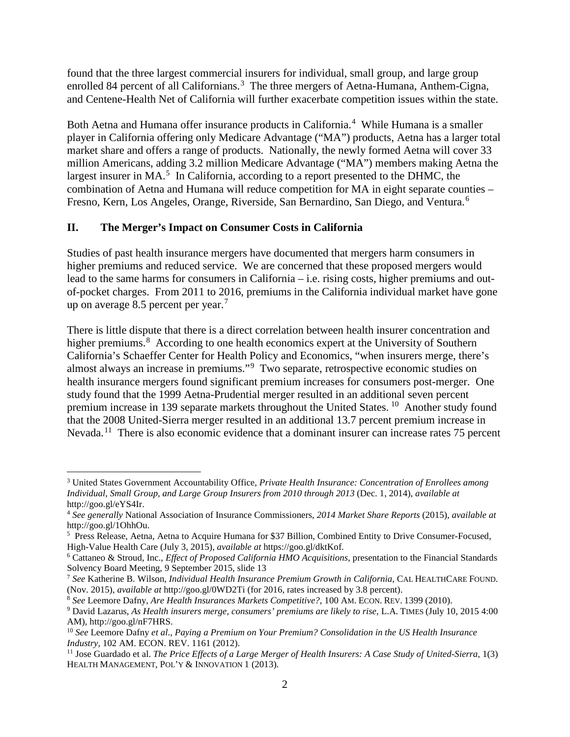found that the three largest commercial insurers for individual, small group, and large group enrolled 84 percent of all Californians.[3] The three mergers of Aetna-Humana, Anthem-Cigna, and Centene-Health Net of California will further exacerbate competition issues within the state.

Both Aetna and Humana offer insurance products in California.[4] While Humana is a smaller player in California offering only Medicare Advantage ("MA") products, Aetna has a larger total market share and offers a range of products. Nationally, the newly formed Aetna will cover 33 million Americans, adding 3.2 million Medicare Advantage ("MA") members making Aetna the largest insurer in MA.[5] In California, according to a report presented to the DHMC, the combination of Aetna and Humana will reduce competition for MA in eight separate counties – Fresno, Kern, Los Angeles, Orange, Riverside, San Bernardino, San Diego, and Ventura.[6]

## II. The Merger's Impact on Consumer Costs in California

Studies of past health insurance mergers have documented that mergers harm consumers in higher premiums and reduced service. We are concerned that these proposed mergers would lead to the same harms for consumers in California – i.e. rising costs, higher premiums and out-of-pocket charges. From 2011 to 2016, premiums in the California individual market have gone up on average 8.5 percent per year.[7]

There is little dispute that there is a direct correlation between health insurer concentration and higher premiums.[8] According to one health economics expert at the University of Southern California's Schaeffer Center for Health Policy and Economics, "when insurers merge, there's almost always an increase in premiums."[9] Two separate, retrospective economic studies on health insurance mergers found significant premium increases for consumers post-merger. One study found that the 1999 Aetna-Prudential merger resulted in an additional seven percent premium increase in 139 separate markets throughout the United States.[10] Another study found that the 2008 United-Sierra merger resulted in an additional 13.7 percent premium increase in Nevada.[11] There is also economic evidence that a dominant insurer can increase rates 75 percent

---

[3] United States Government Accountability Office, *Private Health Insurance: Concentration of Enrollees among Individual, Small Group, and Large Group Insurers from 2010 through 2013* (Dec. 1, 2014), *available at* http://goo.gl/eYS4Ir.

[4] *See generally* National Association of Insurance Commissioners, *2014 Market Share Reports* (2015), *available at* http://goo.gl/1OhhOu.

[5] Press Release, Aetna, Aetna to Acquire Humana for $37 Billion, Combined Entity to Drive Consumer-Focused, High-Value Health Care (July 3, 2015), *available at* https://goo.gl/dktKof.

[6] Cattaneo & Stroud, Inc., *Effect of Proposed California HMO Acquisitions*, presentation to the Financial Standards Solvency Board Meeting, 9 September 2015, slide 13

[7] *See* Katherine B. Wilson, *Individual Health Insurance Premium Growth in California*, CAL HEALTHCARE FOUND. (Nov. 2015), *available at* http://goo.gl/0WD2Ti (for 2016, rates increased by 3.8 percent).

[8] *See* Leemore Dafny, *Are Health Insurances Markets Competitive?*, 100 AM. ECON. REV. 1399 (2010).

[9] David Lazarus, *As Health insurers merge, consumers' premiums are likely to rise*, L.A. TIMES (July 10, 2015 4:00 AM), http://goo.gl/nF7HRS.

[10] *See* Leemore Dafny *et al*., *Paying a Premium on Your Premium? Consolidation in the US Health Insurance Industry*, 102 AM. ECON. REV. 1161 (2012).

[11] Jose Guardado et al. *The Price Effects of a Large Merger of Health Insurers: A Case Study of United-Sierra*, 1(3) HEALTH MANAGEMENT, POL'Y & INNOVATION 1 (2013).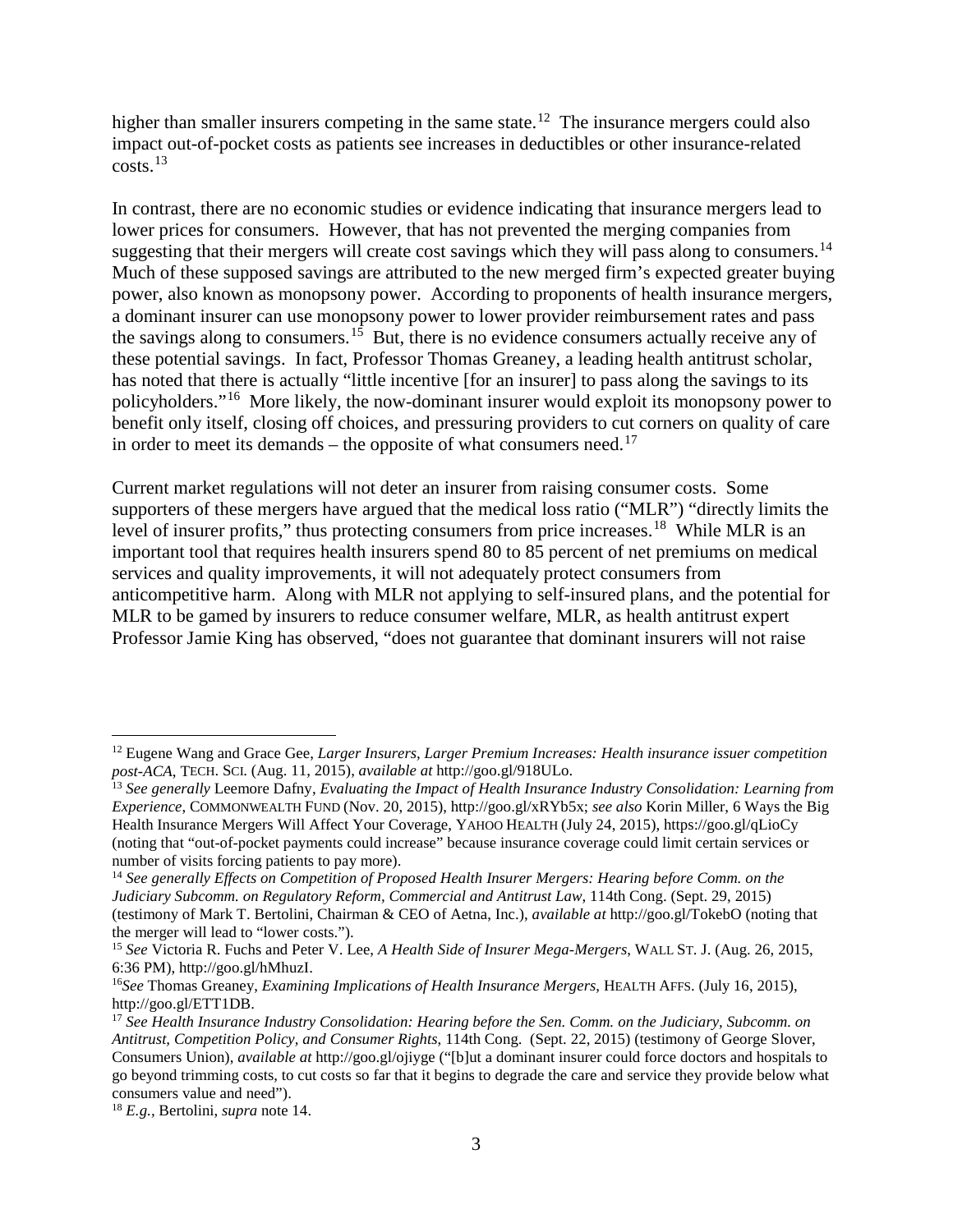higher than smaller insurers competing in the same state.[12] The insurance mergers could also impact out-of-pocket costs as patients see increases in deductibles or other insurance-related costs.[13]

In contrast, there are no economic studies or evidence indicating that insurance mergers lead to lower prices for consumers. However, that has not prevented the merging companies from suggesting that their mergers will create cost savings which they will pass along to consumers.[14] Much of these supposed savings are attributed to the new merged firm's expected greater buying power, also known as monopsony power. According to proponents of health insurance mergers, a dominant insurer can use monopsony power to lower provider reimbursement rates and pass the savings along to consumers.[15] But, there is no evidence consumers actually receive any of these potential savings. In fact, Professor Thomas Greaney, a leading health antitrust scholar, has noted that there is actually "little incentive [for an insurer] to pass along the savings to its policyholders."[16] More likely, the now-dominant insurer would exploit its monopsony power to benefit only itself, closing off choices, and pressuring providers to cut corners on quality of care in order to meet its demands – the opposite of what consumers need.[17]

Current market regulations will not deter an insurer from raising consumer costs. Some supporters of these mergers have argued that the medical loss ratio ("MLR") "directly limits the level of insurer profits," thus protecting consumers from price increases.[18] While MLR is an important tool that requires health insurers spend 80 to 85 percent of net premiums on medical services and quality improvements, it will not adequately protect consumers from anticompetitive harm. Along with MLR not applying to self-insured plans, and the potential for MLR to be gamed by insurers to reduce consumer welfare, MLR, as health antitrust expert Professor Jamie King has observed, "does not guarantee that dominant insurers will not raise

---

[12] Eugene Wang and Grace Gee, *Larger Insurers, Larger Premium Increases: Health insurance issuer competition post-ACA*, TECH. SCI. (Aug. 11, 2015), *available at* http://goo.gl/918ULo.

[13] *See generally* Leemore Dafny, *Evaluating the Impact of Health Insurance Industry Consolidation: Learning from Experience*, COMMONWEALTH FUND (Nov. 20, 2015), http://goo.gl/xRYb5x; *see also* Korin Miller, 6 Ways the Big Health Insurance Mergers Will Affect Your Coverage, YAHOO HEALTH (July 24, 2015), https://goo.gl/qLioCy (noting that "out-of-pocket payments could increase" because insurance coverage could limit certain services or number of visits forcing patients to pay more).

[14] *See generally Effects on Competition of Proposed Health Insurer Mergers: Hearing before Comm. on the Judiciary Subcomm. on Regulatory Reform, Commercial and Antitrust Law*, 114th Cong. (Sept. 29, 2015) (testimony of Mark T. Bertolini, Chairman & CEO of Aetna, Inc.), *available at* http://goo.gl/TokebO (noting that the merger will lead to "lower costs.").

[15] *See* Victoria R. Fuchs and Peter V. Lee, *A Health Side of Insurer Mega-Mergers*, WALL ST. J. (Aug. 26, 2015, 6:36 PM), http://goo.gl/hMhuzI.

[16] *See* Thomas Greaney, *Examining Implications of Health Insurance Mergers*, HEALTH AFFS. (July 16, 2015), http://goo.gl/ETT1DB.

[17] *See Health Insurance Industry Consolidation: Hearing before the Sen. Comm. on the Judiciary, Subcomm. on Antitrust, Competition Policy, and Consumer Rights*, 114th Cong. (Sept. 22, 2015) (testimony of George Slover, Consumers Union), *available at* http://goo.gl/ojiyge ("[b]ut a dominant insurer could force doctors and hospitals to go beyond trimming costs, to cut costs so far that it begins to degrade the care and service they provide below what consumers value and need").

[18] *E.g.*, Bertolini, *supra* note 14.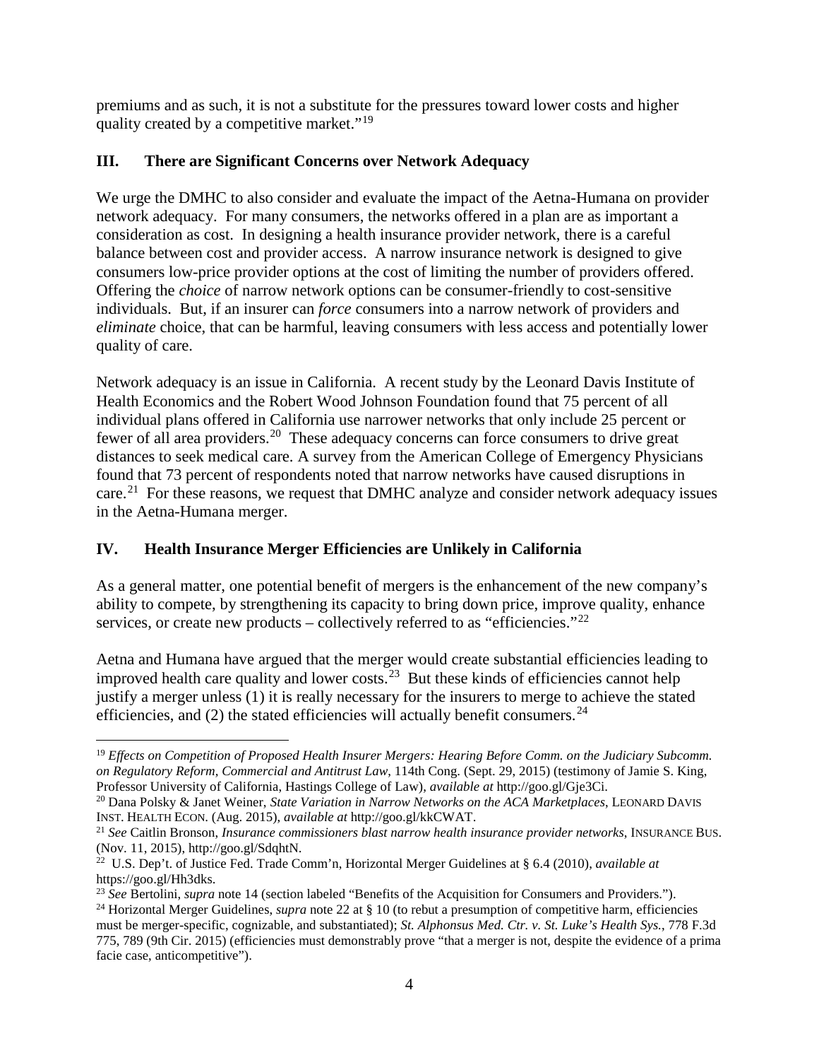premiums and as such, it is not a substitute for the pressures toward lower costs and higher quality created by a competitive market."[19]

## III. There are Significant Concerns over Network Adequacy

We urge the DMHC to also consider and evaluate the impact of the Aetna-Humana on provider network adequacy. For many consumers, the networks offered in a plan are as important a consideration as cost. In designing a health insurance provider network, there is a careful balance between cost and provider access. A narrow insurance network is designed to give consumers low-price provider options at the cost of limiting the number of providers offered. Offering the *choice* of narrow network options can be consumer-friendly to cost-sensitive individuals. But, if an insurer can *force* consumers into a narrow network of providers and *eliminate* choice, that can be harmful, leaving consumers with less access and potentially lower quality of care.

Network adequacy is an issue in California. A recent study by the Leonard Davis Institute of Health Economics and the Robert Wood Johnson Foundation found that 75 percent of all individual plans offered in California use narrower networks that only include 25 percent or fewer of all area providers.[20] These adequacy concerns can force consumers to drive great distances to seek medical care. A survey from the American College of Emergency Physicians found that 73 percent of respondents noted that narrow networks have caused disruptions in care.[21] For these reasons, we request that DMHC analyze and consider network adequacy issues in the Aetna-Humana merger.

## IV. Health Insurance Merger Efficiencies are Unlikely in California

As a general matter, one potential benefit of mergers is the enhancement of the new company's ability to compete, by strengthening its capacity to bring down price, improve quality, enhance services, or create new products – collectively referred to as "efficiencies."[22]

Aetna and Humana have argued that the merger would create substantial efficiencies leading to improved health care quality and lower costs.[23] But these kinds of efficiencies cannot help justify a merger unless (1) it is really necessary for the insurers to merge to achieve the stated efficiencies, and (2) the stated efficiencies will actually benefit consumers.[24]

---

[19] *Effects on Competition of Proposed Health Insurer Mergers: Hearing Before Comm. on the Judiciary Subcomm. on Regulatory Reform, Commercial and Antitrust Law*, 114th Cong. (Sept. 29, 2015) (testimony of Jamie S. King, Professor University of California, Hastings College of Law), *available at* http://goo.gl/Gje3Ci.

[20] Dana Polsky & Janet Weiner, *State Variation in Narrow Networks on the ACA Marketplaces*, LEONARD DAVIS INST. HEALTH ECON. (Aug. 2015), *available at* http://goo.gl/kkCWAT.

[21] *See* Caitlin Bronson, *Insurance commissioners blast narrow health insurance provider networks*, INSURANCE BUS. (Nov. 11, 2015), http://goo.gl/SdqhtN.

[22] U.S. Dep't. of Justice Fed. Trade Comm'n, Horizontal Merger Guidelines at § 6.4 (2010), *available at* https://goo.gl/Hh3dks.

[23] *See* Bertolini, *supra* note 14 (section labeled "Benefits of the Acquisition for Consumers and Providers.").

[24] Horizontal Merger Guidelines, *supra* note 22 at § 10 (to rebut a presumption of competitive harm, efficiencies must be merger-specific, cognizable, and substantiated); *St. Alphonsus Med. Ctr. v. St. Luke's Health Sys.*, 778 F.3d 775, 789 (9th Cir. 2015) (efficiencies must demonstrably prove "that a merger is not, despite the evidence of a prima facie case, anticompetitive").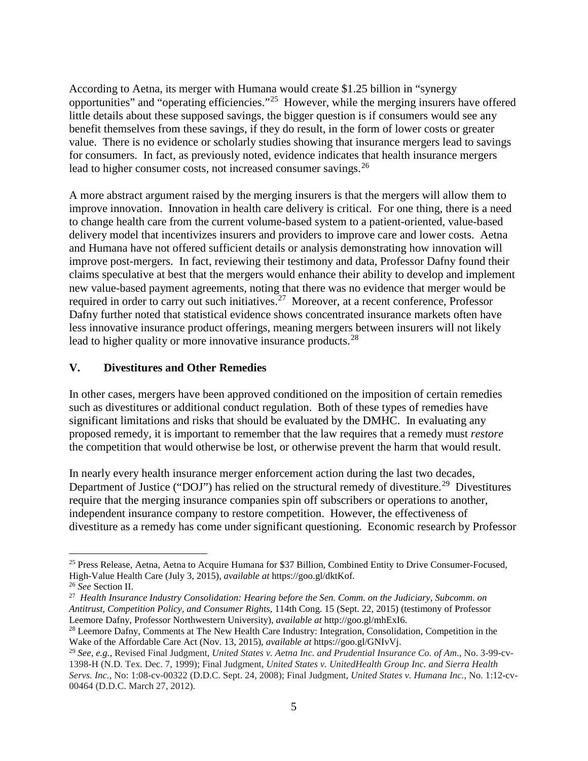According to Aetna, its merger with Humana would create $1.25 billion in "synergy opportunities" and "operating efficiencies."[25] However, while the merging insurers have offered little details about these supposed savings, the bigger question is if consumers would see any benefit themselves from these savings, if they do result, in the form of lower costs or greater value. There is no evidence or scholarly studies showing that insurance mergers lead to savings for consumers. In fact, as previously noted, evidence indicates that health insurance mergers lead to higher consumer costs, not increased consumer savings.[26]

A more abstract argument raised by the merging insurers is that the mergers will allow them to improve innovation. Innovation in health care delivery is critical. For one thing, there is a need to change health care from the current volume-based system to a patient-oriented, value-based delivery model that incentivizes insurers and providers to improve care and lower costs. Aetna and Humana have not offered sufficient details or analysis demonstrating how innovation will improve post-mergers. In fact, reviewing their testimony and data, Professor Dafny found their claims speculative at best that the mergers would enhance their ability to develop and implement new value-based payment agreements, noting that there was no evidence that merger would be required in order to carry out such initiatives.[27] Moreover, at a recent conference, Professor Dafny further noted that statistical evidence shows concentrated insurance markets often have less innovative insurance product offerings, meaning mergers between insurers will not likely lead to higher quality or more innovative insurance products.[28]

## V. Divestitures and Other Remedies

In other cases, mergers have been approved conditioned on the imposition of certain remedies such as divestitures or additional conduct regulation. Both of these types of remedies have significant limitations and risks that should be evaluated by the DMHC. In evaluating any proposed remedy, it is important to remember that the law requires that a remedy must *restore* the competition that would otherwise be lost, or otherwise prevent the harm that would result.

In nearly every health insurance merger enforcement action during the last two decades, Department of Justice ("DOJ") has relied on the structural remedy of divestiture.[29] Divestitures require that the merging insurance companies spin off subscribers or operations to another, independent insurance company to restore competition. However, the effectiveness of divestiture as a remedy has come under significant questioning. Economic research by Professor

---

[25] Press Release, Aetna, Aetna to Acquire Humana for $37 Billion, Combined Entity to Drive Consumer-Focused, High-Value Health Care (July 3, 2015), *available at* https://goo.gl/dktKof.

[26] *See* Section II.

[27] *Health Insurance Industry Consolidation: Hearing before the Sen. Comm. on the Judiciary, Subcomm. on Antitrust, Competition Policy, and Consumer Rights*, 114th Cong. 15 (Sept. 22, 2015) (testimony of Professor Leemore Dafny, Professor Northwestern University), *available at* http://goo.gl/mhExI6.

[28] Leemore Dafny, Comments at The New Health Care Industry: Integration, Consolidation, Competition in the Wake of the Affordable Care Act (Nov. 13, 2015), *available at* https://goo.gl/GNIvVj.

[29] *See, e.g.*, Revised Final Judgment, *United States v. Aetna Inc. and Prudential Insurance Co. of Am.*, No. 3-99-cv-1398-H (N.D. Tex. Dec. 7, 1999); Final Judgment, *United States v. UnitedHealth Group Inc. and Sierra Health Servs. Inc.*, No: 1:08-cv-00322 (D.D.C. Sept. 24, 2008); Final Judgment, *United States v. Humana Inc.*, No. 1:12-cv-00464 (D.D.C. March 27, 2012).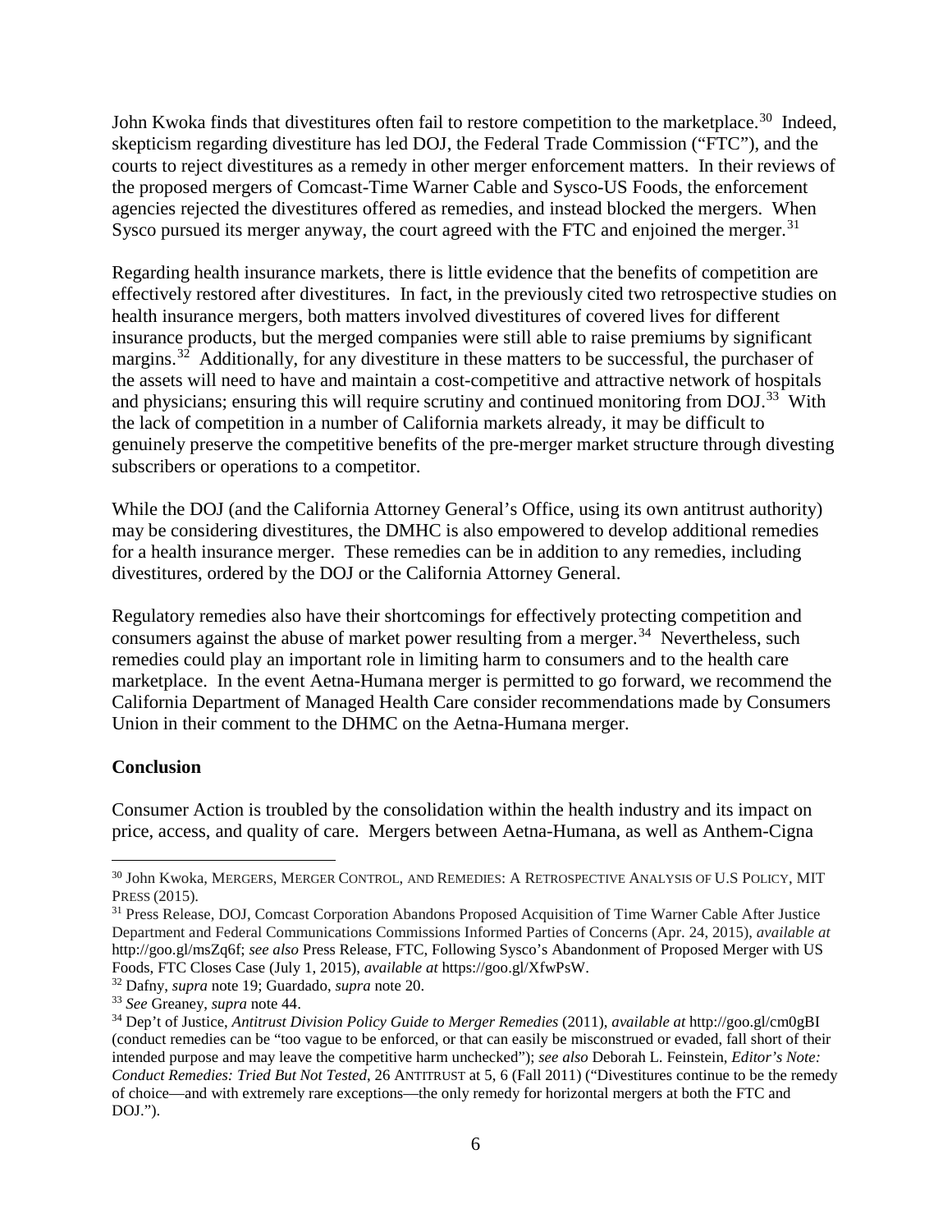John Kwoka finds that divestitures often fail to restore competition to the marketplace.[30] Indeed, skepticism regarding divestiture has led DOJ, the Federal Trade Commission ("FTC"), and the courts to reject divestitures as a remedy in other merger enforcement matters. In their reviews of the proposed mergers of Comcast-Time Warner Cable and Sysco-US Foods, the enforcement agencies rejected the divestitures offered as remedies, and instead blocked the mergers. When Sysco pursued its merger anyway, the court agreed with the FTC and enjoined the merger.[31]

Regarding health insurance markets, there is little evidence that the benefits of competition are effectively restored after divestitures. In fact, in the previously cited two retrospective studies on health insurance mergers, both matters involved divestitures of covered lives for different insurance products, but the merged companies were still able to raise premiums by significant margins.[32] Additionally, for any divestiture in these matters to be successful, the purchaser of the assets will need to have and maintain a cost-competitive and attractive network of hospitals and physicians; ensuring this will require scrutiny and continued monitoring from DOJ.[33] With the lack of competition in a number of California markets already, it may be difficult to genuinely preserve the competitive benefits of the pre-merger market structure through divesting subscribers or operations to a competitor.

While the DOJ (and the California Attorney General's Office, using its own antitrust authority) may be considering divestitures, the DMHC is also empowered to develop additional remedies for a health insurance merger. These remedies can be in addition to any remedies, including divestitures, ordered by the DOJ or the California Attorney General.

Regulatory remedies also have their shortcomings for effectively protecting competition and consumers against the abuse of market power resulting from a merger.[34] Nevertheless, such remedies could play an important role in limiting harm to consumers and to the health care marketplace. In the event Aetna-Humana merger is permitted to go forward, we recommend the California Department of Managed Health Care consider recommendations made by Consumers Union in their comment to the DHMC on the Aetna-Humana merger.

**Conclusion**

Consumer Action is troubled by the consolidation within the health industry and its impact on price, access, and quality of care. Mergers between Aetna-Humana, as well as Anthem-Cigna

---

[30] John Kwoka, MERGERS, MERGER CONTROL, AND REMEDIES: A RETROSPECTIVE ANALYSIS OF U.S POLICY, MIT PRESS (2015).

[31] Press Release, DOJ, Comcast Corporation Abandons Proposed Acquisition of Time Warner Cable After Justice Department and Federal Communications Commissions Informed Parties of Concerns (Apr. 24, 2015), *available at* http://goo.gl/msZq6f; *see also* Press Release, FTC, Following Sysco's Abandonment of Proposed Merger with US Foods, FTC Closes Case (July 1, 2015), *available at* https://goo.gl/XfwPsW.

[32] Dafny, *supra* note 19; Guardado, *supra* note 20.

[33] *See* Greaney, *supra* note 44.

[34] Dep't of Justice, *Antitrust Division Policy Guide to Merger Remedies* (2011), *available at* http://goo.gl/cm0gBI (conduct remedies can be "too vague to be enforced, or that can easily be misconstrued or evaded, fall short of their intended purpose and may leave the competitive harm unchecked"); *see also* Deborah L. Feinstein, *Editor's Note: Conduct Remedies: Tried But Not Tested*, 26 ANTITRUST at 5, 6 (Fall 2011) ("Divestitures continue to be the remedy of choice—and with extremely rare exceptions—the only remedy for horizontal mergers at both the FTC and DOJ.").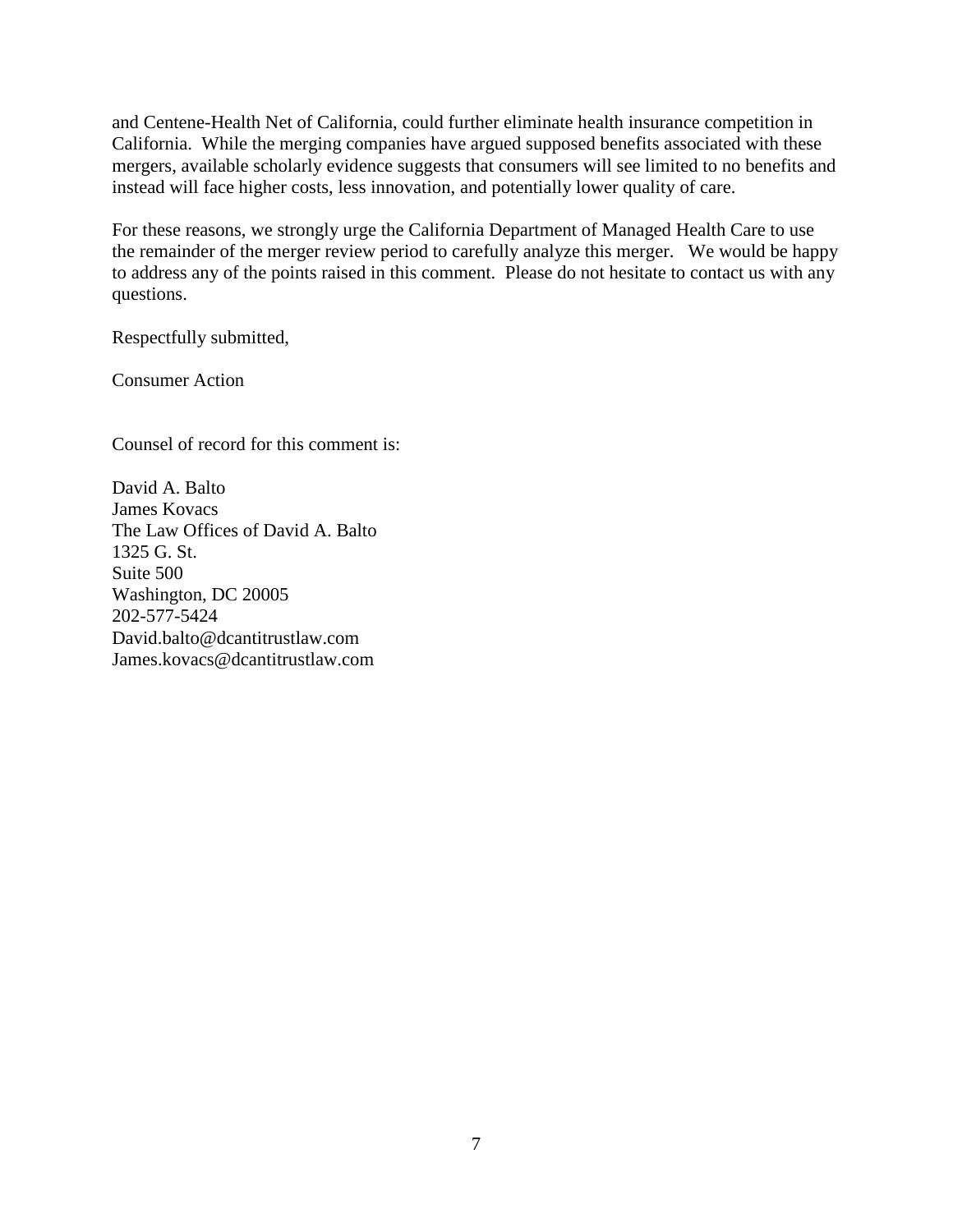and Centene-Health Net of California, could further eliminate health insurance competition in California. While the merging companies have argued supposed benefits associated with these mergers, available scholarly evidence suggests that consumers will see limited to no benefits and instead will face higher costs, less innovation, and potentially lower quality of care.

For these reasons, we strongly urge the California Department of Managed Health Care to use the remainder of the merger review period to carefully analyze this merger. We would be happy to address any of the points raised in this comment. Please do not hesitate to contact us with any questions.

Respectfully submitted,

Consumer Action

Counsel of record for this comment is:

David A. Balto
James Kovacs
The Law Offices of David A. Balto
1325 G. St.
Suite 500
Washington, DC 20005
202-577-5424
David.balto@dcantitrustlaw.com
James.kovacs@dcantitrustlaw.com